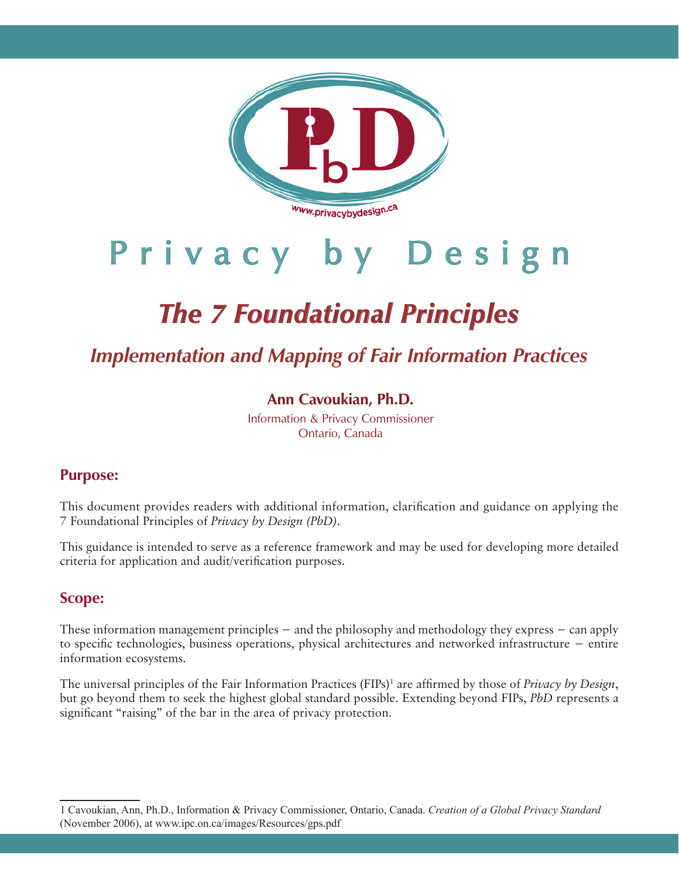www.privacybydesign.ca

# Privacy by Design

## *The 7 Foundational Principles*

### *Implementation and Mapping of Fair Information Practices*

**Ann Cavoukian, Ph.D.**

Information & Privacy Commissioner
Ontario, Canada

## Purpose:

This document provides readers with additional information, clarification and guidance on applying the 7 Foundational Principles of *Privacy by Design (PbD)*.

This guidance is intended to serve as a reference framework and may be used for developing more detailed criteria for application and audit/verification purposes.

## Scope:

These information management principles – and the philosophy and methodology they express – can apply to specific technologies, business operations, physical architectures and networked infrastructure – entire information ecosystems.

The universal principles of the Fair Information Practices (FIPs)[1] are affirmed by those of *Privacy by Design*, but go beyond them to seek the highest global standard possible. Extending beyond FIPs, *PbD* represents a significant "raising" of the bar in the area of privacy protection.

---

1 Cavoukian, Ann, Ph.D., Information & Privacy Commissioner, Ontario, Canada. *Creation of a Global Privacy Standard* (November 2006), at www.ipc.on.ca/images/Resources/gps.pdf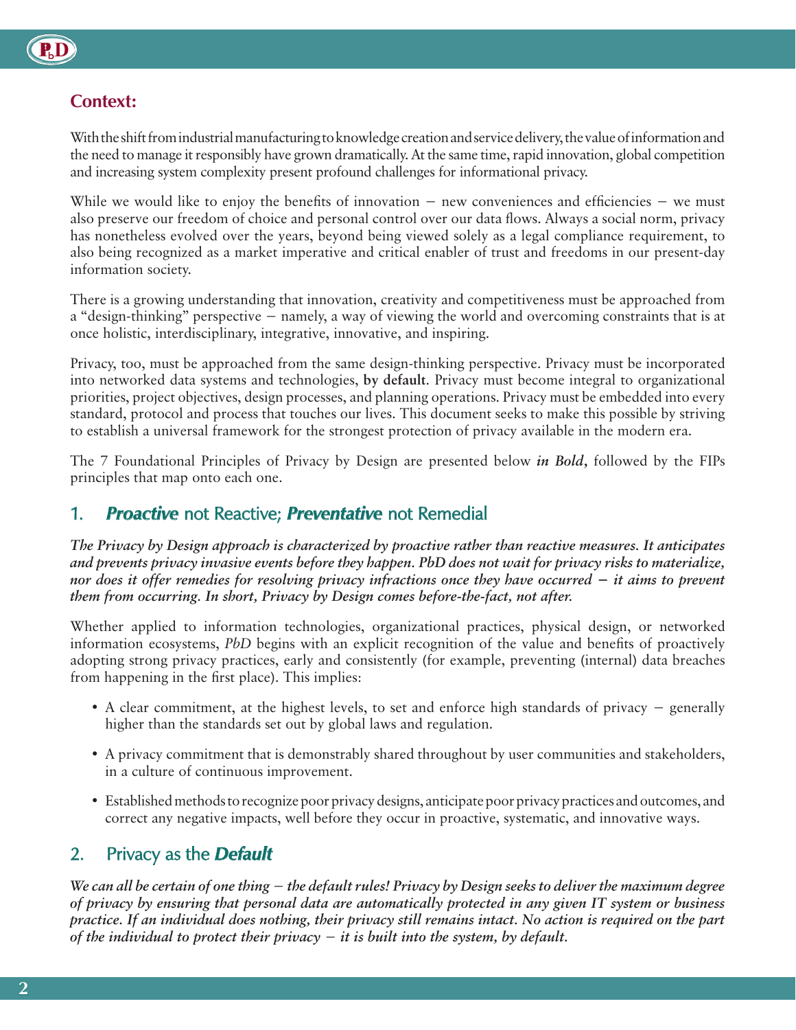## Context:

With the shift from industrial manufacturing to knowledge creation and service delivery, the value of information and the need to manage it responsibly have grown dramatically. At the same time, rapid innovation, global competition and increasing system complexity present profound challenges for informational privacy.

While we would like to enjoy the benefits of innovation – new conveniences and efficiencies – we must also preserve our freedom of choice and personal control over our data flows. Always a social norm, privacy has nonetheless evolved over the years, beyond being viewed solely as a legal compliance requirement, to also being recognized as a market imperative and critical enabler of trust and freedoms in our present-day information society.

There is a growing understanding that innovation, creativity and competitiveness must be approached from a "design-thinking" perspective – namely, a way of viewing the world and overcoming constraints that is at once holistic, interdisciplinary, integrative, innovative, and inspiring.

Privacy, too, must be approached from the same design-thinking perspective. Privacy must be incorporated into networked data systems and technologies, **by default**. Privacy must become integral to organizational priorities, project objectives, design processes, and planning operations. Privacy must be embedded into every standard, protocol and process that touches our lives. This document seeks to make this possible by striving to establish a universal framework for the strongest protection of privacy available in the modern era.

The 7 Foundational Principles of Privacy by Design are presented below ***in Bold***, followed by the FIPs principles that map onto each one.

## 1. ***Proactive*** not Reactive; ***Preventative*** not Remedial

***The Privacy by Design approach is characterized by proactive rather than reactive measures. It anticipates and prevents privacy invasive events before they happen. PbD does not wait for privacy risks to materialize, nor does it offer remedies for resolving privacy infractions once they have occurred – it aims to prevent them from occurring. In short, Privacy by Design comes before-the-fact, not after.***

Whether applied to information technologies, organizational practices, physical design, or networked information ecosystems, *PbD* begins with an explicit recognition of the value and benefits of proactively adopting strong privacy practices, early and consistently (for example, preventing (internal) data breaches from happening in the first place). This implies:

- A clear commitment, at the highest levels, to set and enforce high standards of privacy – generally higher than the standards set out by global laws and regulation.
- A privacy commitment that is demonstrably shared throughout by user communities and stakeholders, in a culture of continuous improvement.
- Established methods to recognize poor privacy designs, anticipate poor privacy practices and outcomes, and correct any negative impacts, well before they occur in proactive, systematic, and innovative ways.

## 2. Privacy as the ***Default***

***We can all be certain of one thing – the default rules! Privacy by Design seeks to deliver the maximum degree of privacy by ensuring that personal data are automatically protected in any given IT system or business practice. If an individual does nothing, their privacy still remains intact. No action is required on the part of the individual to protect their privacy – it is built into the system, by default.***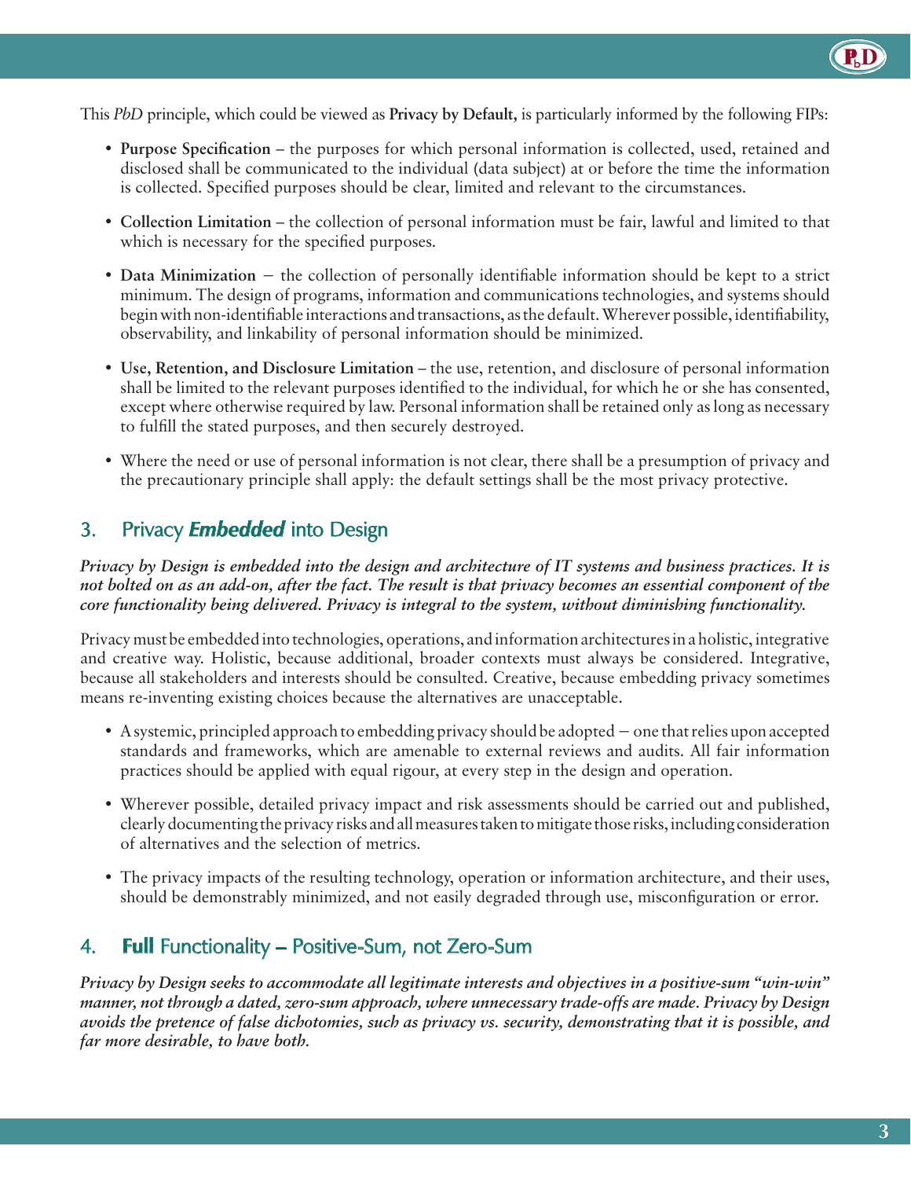This *PbD* principle, which could be viewed as **Privacy by Default,** is particularly informed by the following FIPs:

- **Purpose Specification** – the purposes for which personal information is collected, used, retained and disclosed shall be communicated to the individual (data subject) at or before the time the information is collected. Specified purposes should be clear, limited and relevant to the circumstances.

- **Collection Limitation** – the collection of personal information must be fair, lawful and limited to that which is necessary for the specified purposes.

- **Data Minimization** – the collection of personally identifiable information should be kept to a strict minimum. The design of programs, information and communications technologies, and systems should begin with non-identifiable interactions and transactions, as the default. Wherever possible, identifiability, observability, and linkability of personal information should be minimized.

- **Use, Retention, and Disclosure Limitation** – the use, retention, and disclosure of personal information shall be limited to the relevant purposes identified to the individual, for which he or she has consented, except where otherwise required by law. Personal information shall be retained only as long as necessary to fulfill the stated purposes, and then securely destroyed.

- Where the need or use of personal information is not clear, there shall be a presumption of privacy and the precautionary principle shall apply: the default settings shall be the most privacy protective.

## 3. Privacy ***Embedded*** into Design

***Privacy by Design is embedded into the design and architecture of IT systems and business practices. It is not bolted on as an add-on, after the fact. The result is that privacy becomes an essential component of the core functionality being delivered. Privacy is integral to the system, without diminishing functionality.***

Privacy must be embedded into technologies, operations, and information architectures in a holistic, integrative and creative way. Holistic, because additional, broader contexts must always be considered. Integrative, because all stakeholders and interests should be consulted. Creative, because embedding privacy sometimes means re-inventing existing choices because the alternatives are unacceptable.

- A systemic, principled approach to embedding privacy should be adopted – one that relies upon accepted standards and frameworks, which are amenable to external reviews and audits. All fair information practices should be applied with equal rigour, at every step in the design and operation.

- Wherever possible, detailed privacy impact and risk assessments should be carried out and published, clearly documenting the privacy risks and all measures taken to mitigate those risks, including consideration of alternatives and the selection of metrics.

- The privacy impacts of the resulting technology, operation or information architecture, and their uses, should be demonstrably minimized, and not easily degraded through use, misconfiguration or error.

## 4. **Full** Functionality – Positive-Sum, not Zero-Sum

***Privacy by Design seeks to accommodate all legitimate interests and objectives in a positive-sum "win-win" manner, not through a dated, zero-sum approach, where unnecessary trade-offs are made. Privacy by Design avoids the pretence of false dichotomies, such as privacy vs. security, demonstrating that it is possible, and far more desirable, to have both.***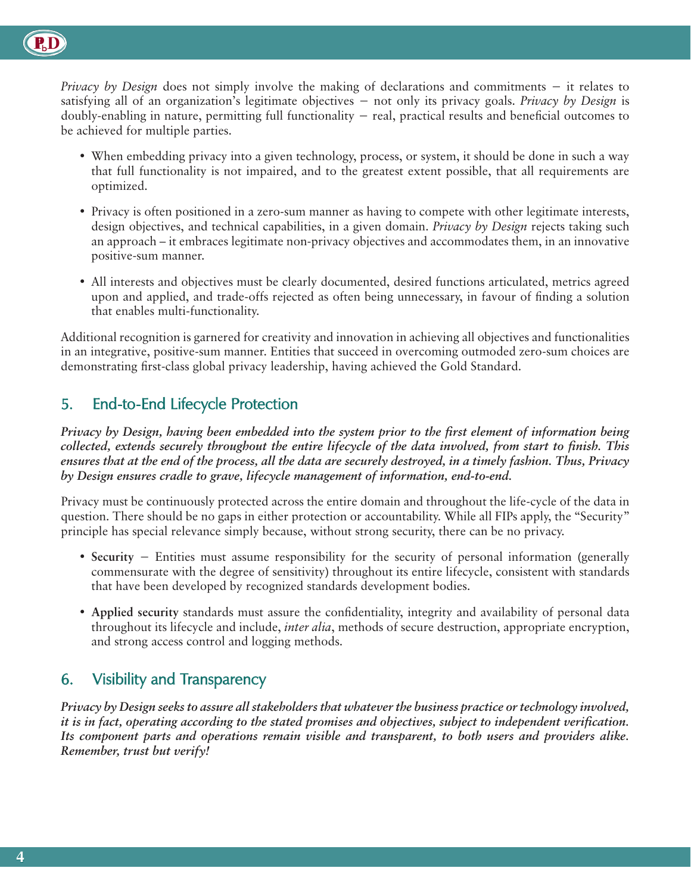*Privacy by Design* does not simply involve the making of declarations and commitments – it relates to satisfying all of an organization's legitimate objectives – not only its privacy goals. *Privacy by Design* is doubly-enabling in nature, permitting full functionality – real, practical results and beneficial outcomes to be achieved for multiple parties.

- When embedding privacy into a given technology, process, or system, it should be done in such a way that full functionality is not impaired, and to the greatest extent possible, that all requirements are optimized.
- Privacy is often positioned in a zero-sum manner as having to compete with other legitimate interests, design objectives, and technical capabilities, in a given domain. *Privacy by Design* rejects taking such an approach – it embraces legitimate non-privacy objectives and accommodates them, in an innovative positive-sum manner.
- All interests and objectives must be clearly documented, desired functions articulated, metrics agreed upon and applied, and trade-offs rejected as often being unnecessary, in favour of finding a solution that enables multi-functionality.

Additional recognition is garnered for creativity and innovation in achieving all objectives and functionalities in an integrative, positive-sum manner. Entities that succeed in overcoming outmoded zero-sum choices are demonstrating first-class global privacy leadership, having achieved the Gold Standard.

## 5. End-to-End Lifecycle Protection

***Privacy by Design, having been embedded into the system prior to the first element of information being collected, extends securely throughout the entire lifecycle of the data involved, from start to finish. This ensures that at the end of the process, all the data are securely destroyed, in a timely fashion. Thus, Privacy by Design ensures cradle to grave, lifecycle management of information, end-to-end.***

Privacy must be continuously protected across the entire domain and throughout the life-cycle of the data in question. There should be no gaps in either protection or accountability. While all FIPs apply, the "Security" principle has special relevance simply because, without strong security, there can be no privacy.

- **Security** – Entities must assume responsibility for the security of personal information (generally commensurate with the degree of sensitivity) throughout its entire lifecycle, consistent with standards that have been developed by recognized standards development bodies.
- **Applied security** standards must assure the confidentiality, integrity and availability of personal data throughout its lifecycle and include, *inter alia*, methods of secure destruction, appropriate encryption, and strong access control and logging methods.

## 6. Visibility and Transparency

***Privacy by Design seeks to assure all stakeholders that whatever the business practice or technology involved, it is in fact, operating according to the stated promises and objectives, subject to independent verification. Its component parts and operations remain visible and transparent, to both users and providers alike. Remember, trust but verify!***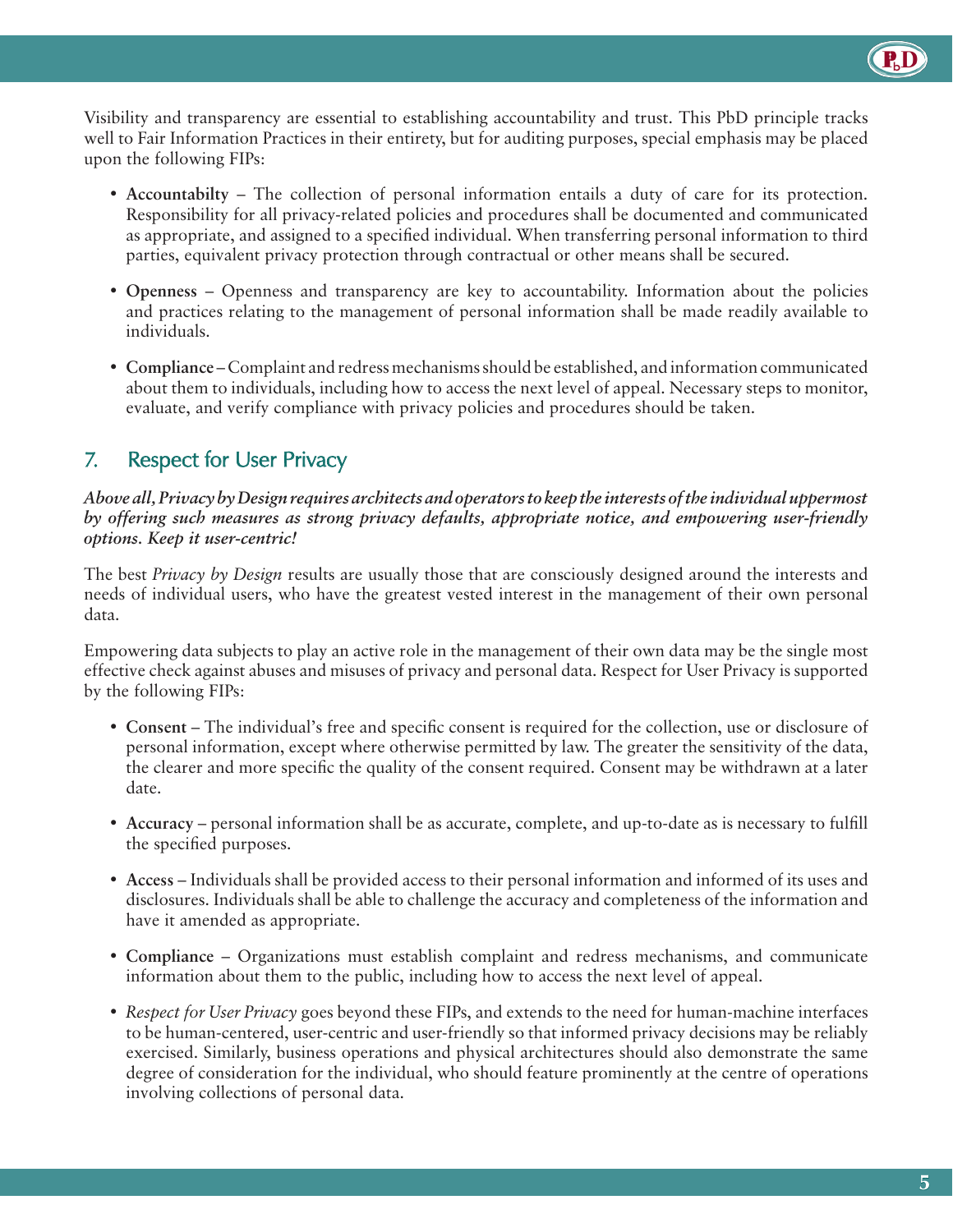Visibility and transparency are essential to establishing accountability and trust. This PbD principle tracks well to Fair Information Practices in their entirety, but for auditing purposes, special emphasis may be placed upon the following FIPs:

- **Accountabilty** – The collection of personal information entails a duty of care for its protection. Responsibility for all privacy-related policies and procedures shall be documented and communicated as appropriate, and assigned to a specified individual. When transferring personal information to third parties, equivalent privacy protection through contractual or other means shall be secured.
- **Openness** – Openness and transparency are key to accountability. Information about the policies and practices relating to the management of personal information shall be made readily available to individuals.
- **Compliance** – Complaint and redress mechanisms should be established, and information communicated about them to individuals, including how to access the next level of appeal. Necessary steps to monitor, evaluate, and verify compliance with privacy policies and procedures should be taken.

## 7. Respect for User Privacy

***Above all, Privacy by Design requires architects and operators to keep the interests of the individual uppermost by offering such measures as strong privacy defaults, appropriate notice, and empowering user-friendly options. Keep it user-centric!***

The best *Privacy by Design* results are usually those that are consciously designed around the interests and needs of individual users, who have the greatest vested interest in the management of their own personal data.

Empowering data subjects to play an active role in the management of their own data may be the single most effective check against abuses and misuses of privacy and personal data. Respect for User Privacy is supported by the following FIPs:

- **Consent** – The individual's free and specific consent is required for the collection, use or disclosure of personal information, except where otherwise permitted by law. The greater the sensitivity of the data, the clearer and more specific the quality of the consent required. Consent may be withdrawn at a later date.
- **Accuracy** – personal information shall be as accurate, complete, and up-to-date as is necessary to fulfill the specified purposes.
- **Access** – Individuals shall be provided access to their personal information and informed of its uses and disclosures. Individuals shall be able to challenge the accuracy and completeness of the information and have it amended as appropriate.
- **Compliance** – Organizations must establish complaint and redress mechanisms, and communicate information about them to the public, including how to access the next level of appeal.
- *Respect for User Privacy* goes beyond these FIPs, and extends to the need for human-machine interfaces to be human-centered, user-centric and user-friendly so that informed privacy decisions may be reliably exercised. Similarly, business operations and physical architectures should also demonstrate the same degree of consideration for the individual, who should feature prominently at the centre of operations involving collections of personal data.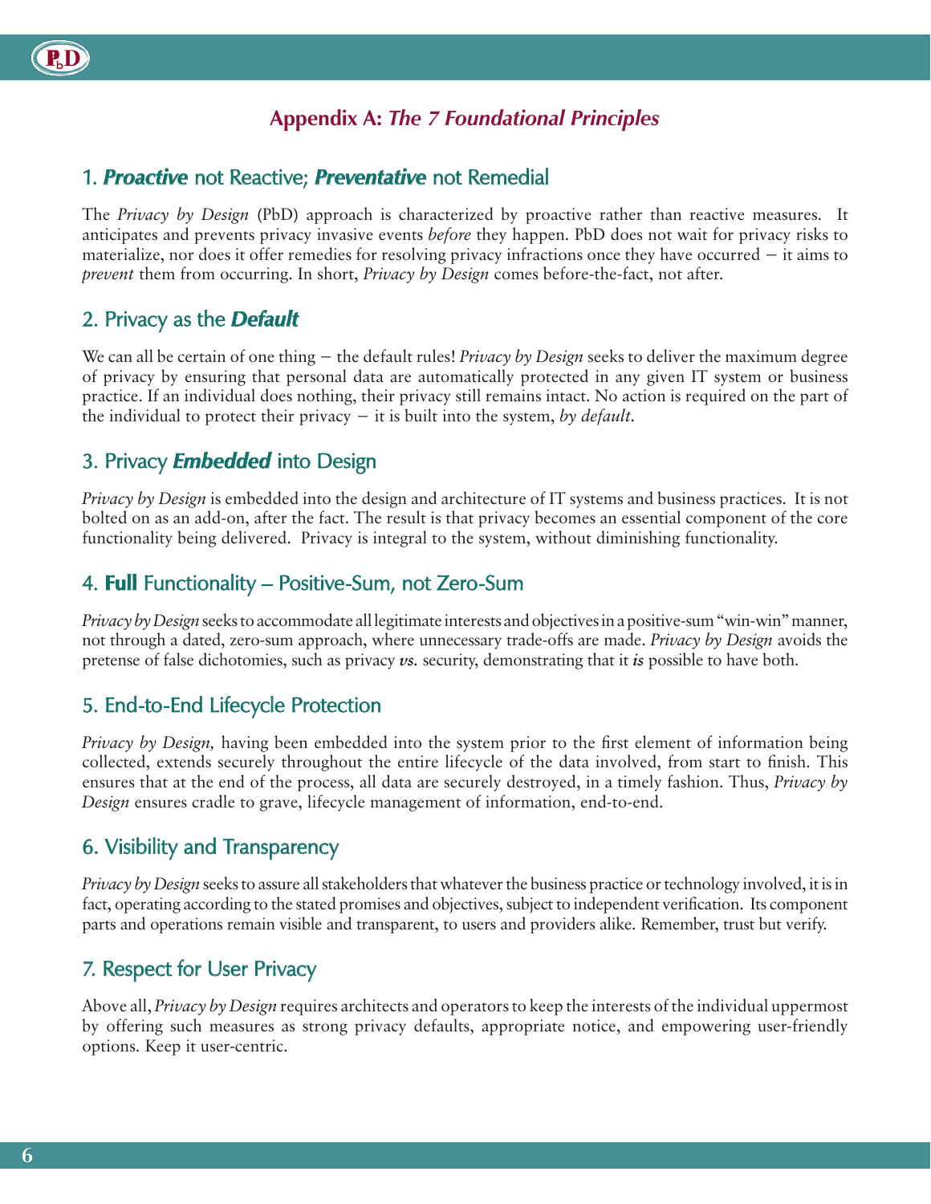## Appendix A: *The 7 Foundational Principles*

### 1. ***Proactive*** not Reactive; ***Preventative*** not Remedial

The *Privacy by Design* (PbD) approach is characterized by proactive rather than reactive measures. It anticipates and prevents privacy invasive events *before* they happen. PbD does not wait for privacy risks to materialize, nor does it offer remedies for resolving privacy infractions once they have occurred – it aims to *prevent* them from occurring. In short, *Privacy by Design* comes before-the-fact, not after.

### 2. Privacy as the ***Default***

We can all be certain of one thing – the default rules! *Privacy by Design* seeks to deliver the maximum degree of privacy by ensuring that personal data are automatically protected in any given IT system or business practice. If an individual does nothing, their privacy still remains intact. No action is required on the part of the individual to protect their privacy – it is built into the system, *by default*.

### 3. Privacy ***Embedded*** into Design

*Privacy by Design* is embedded into the design and architecture of IT systems and business practices. It is not bolted on as an add-on, after the fact. The result is that privacy becomes an essential component of the core functionality being delivered. Privacy is integral to the system, without diminishing functionality.

### 4. **Full** Functionality – Positive-Sum, not Zero-Sum

*Privacy by Design* seeks to accommodate all legitimate interests and objectives in a positive-sum "win-win" manner, not through a dated, zero-sum approach, where unnecessary trade-offs are made. *Privacy by Design* avoids the pretense of false dichotomies, such as privacy ***vs.*** security, demonstrating that it ***is*** possible to have both.

### 5. End-to-End Lifecycle Protection

*Privacy by Design,* having been embedded into the system prior to the first element of information being collected, extends securely throughout the entire lifecycle of the data involved, from start to finish. This ensures that at the end of the process, all data are securely destroyed, in a timely fashion. Thus, *Privacy by Design* ensures cradle to grave, lifecycle management of information, end-to-end.

### 6. Visibility and Transparency

*Privacy by Design* seeks to assure all stakeholders that whatever the business practice or technology involved, it is in fact, operating according to the stated promises and objectives, subject to independent verification. Its component parts and operations remain visible and transparent, to users and providers alike. Remember, trust but verify.

### 7. Respect for User Privacy

Above all, *Privacy by Design* requires architects and operators to keep the interests of the individual uppermost by offering such measures as strong privacy defaults, appropriate notice, and empowering user-friendly options. Keep it user-centric.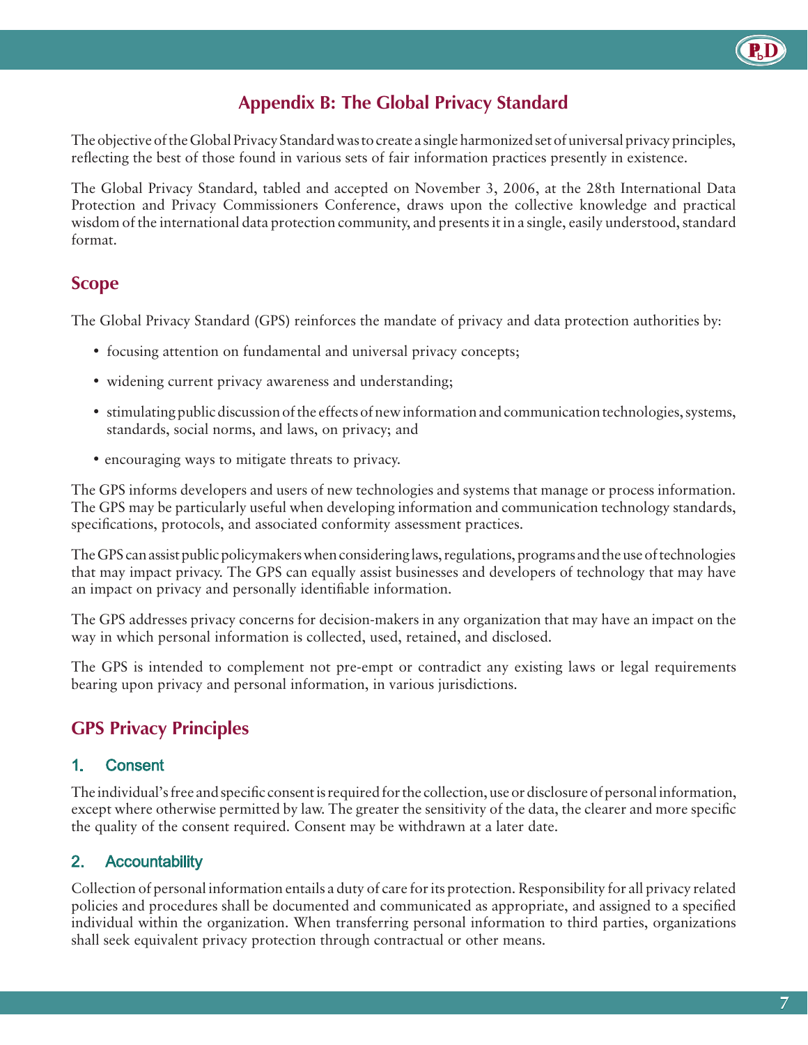# Appendix B: The Global Privacy Standard

The objective of the Global Privacy Standard was to create a single harmonized set of universal privacy principles, reflecting the best of those found in various sets of fair information practices presently in existence.

The Global Privacy Standard, tabled and accepted on November 3, 2006, at the 28th International Data Protection and Privacy Commissioners Conference, draws upon the collective knowledge and practical wisdom of the international data protection community, and presents it in a single, easily understood, standard format.

## Scope

The Global Privacy Standard (GPS) reinforces the mandate of privacy and data protection authorities by:

- focusing attention on fundamental and universal privacy concepts;
- widening current privacy awareness and understanding;
- stimulating public discussion of the effects of new information and communication technologies, systems, standards, social norms, and laws, on privacy; and
- encouraging ways to mitigate threats to privacy.

The GPS informs developers and users of new technologies and systems that manage or process information. The GPS may be particularly useful when developing information and communication technology standards, specifications, protocols, and associated conformity assessment practices.

The GPS can assist public policymakers when considering laws, regulations, programs and the use of technologies that may impact privacy. The GPS can equally assist businesses and developers of technology that may have an impact on privacy and personally identifiable information.

The GPS addresses privacy concerns for decision-makers in any organization that may have an impact on the way in which personal information is collected, used, retained, and disclosed.

The GPS is intended to complement not pre-empt or contradict any existing laws or legal requirements bearing upon privacy and personal information, in various jurisdictions.

## GPS Privacy Principles

### 1. Consent

The individual's free and specific consent is required for the collection, use or disclosure of personal information, except where otherwise permitted by law. The greater the sensitivity of the data, the clearer and more specific the quality of the consent required. Consent may be withdrawn at a later date.

### 2. Accountability

Collection of personal information entails a duty of care for its protection. Responsibility for all privacy related policies and procedures shall be documented and communicated as appropriate, and assigned to a specified individual within the organization. When transferring personal information to third parties, organizations shall seek equivalent privacy protection through contractual or other means.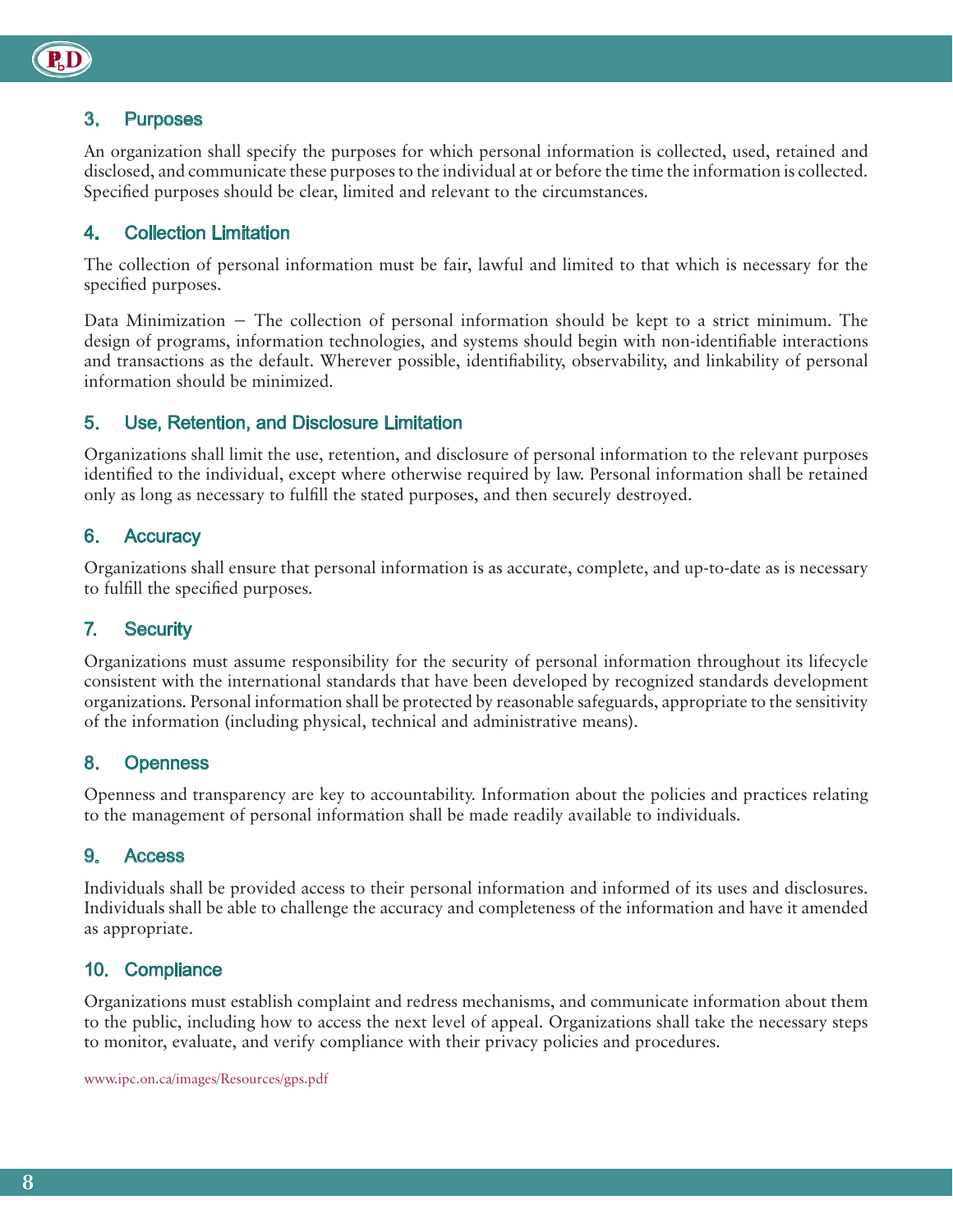## 3. Purposes

An organization shall specify the purposes for which personal information is collected, used, retained and disclosed, and communicate these purposes to the individual at or before the time the information is collected. Specified purposes should be clear, limited and relevant to the circumstances.

## 4. Collection Limitation

The collection of personal information must be fair, lawful and limited to that which is necessary for the specified purposes.

Data Minimization – The collection of personal information should be kept to a strict minimum. The design of programs, information technologies, and systems should begin with non-identifiable interactions and transactions as the default. Wherever possible, identifiability, observability, and linkability of personal information should be minimized.

## 5. Use, Retention, and Disclosure Limitation

Organizations shall limit the use, retention, and disclosure of personal information to the relevant purposes identified to the individual, except where otherwise required by law. Personal information shall be retained only as long as necessary to fulfill the stated purposes, and then securely destroyed.

## 6. Accuracy

Organizations shall ensure that personal information is as accurate, complete, and up-to-date as is necessary to fulfill the specified purposes.

## 7. Security

Organizations must assume responsibility for the security of personal information throughout its lifecycle consistent with the international standards that have been developed by recognized standards development organizations. Personal information shall be protected by reasonable safeguards, appropriate to the sensitivity of the information (including physical, technical and administrative means).

## 8. Openness

Openness and transparency are key to accountability. Information about the policies and practices relating to the management of personal information shall be made readily available to individuals.

## 9. Access

Individuals shall be provided access to their personal information and informed of its uses and disclosures. Individuals shall be able to challenge the accuracy and completeness of the information and have it amended as appropriate.

## 10. Compliance

Organizations must establish complaint and redress mechanisms, and communicate information about them to the public, including how to access the next level of appeal. Organizations shall take the necessary steps to monitor, evaluate, and verify compliance with their privacy policies and procedures.

www.ipc.on.ca/images/Resources/gps.pdf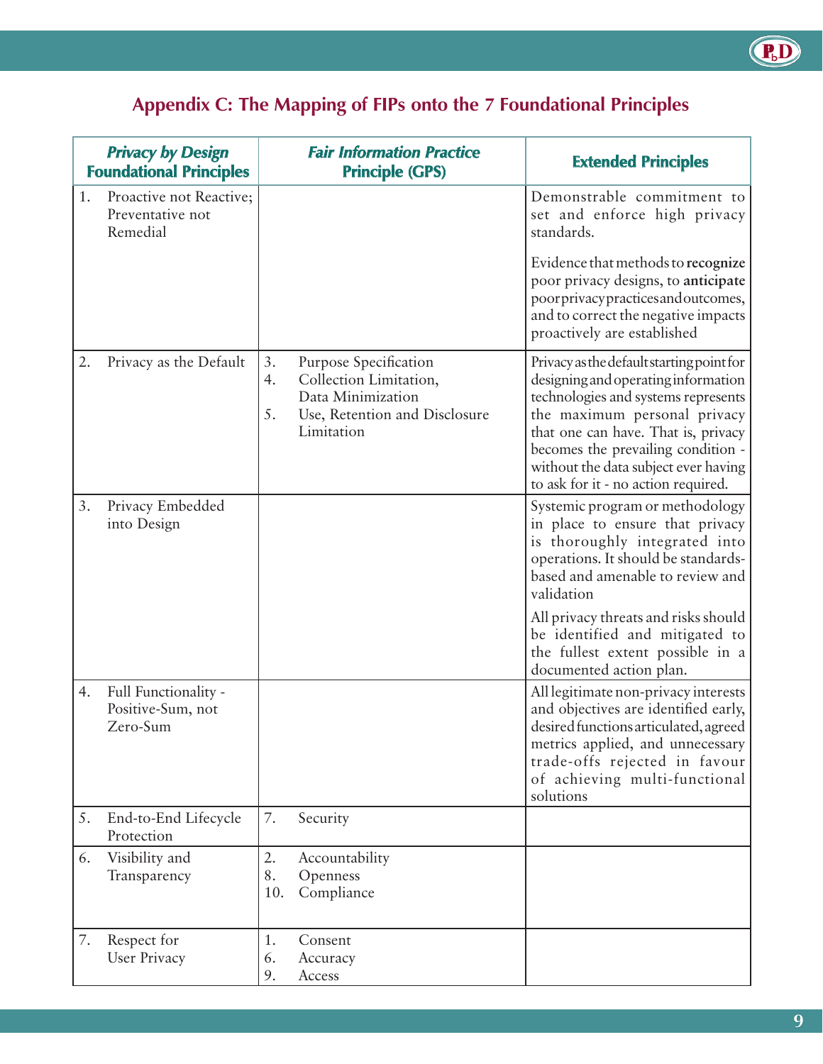## Appendix C: The Mapping of FIPs onto the 7 Foundational Principles

| *Privacy by Design* Foundational Principles | *Fair Information Practice* Principle (GPS) | Extended Principles |
|---|---|---|
| 1. Proactive not Reactive; Preventative not Remedial | | Demonstrable commitment to set and enforce high privacy standards.<br><br>Evidence that methods to **recognize** poor privacy designs, to **anticipate** poor privacy practices and outcomes, and to correct the negative impacts proactively are established |
| 2. Privacy as the Default | 3. Purpose Specification<br>4. Collection Limitation, Data Minimization<br>5. Use, Retention and Disclosure Limitation | Privacy as the default starting point for designing and operating information technologies and systems represents the maximum personal privacy that one can have. That is, privacy becomes the prevailing condition - without the data subject ever having to ask for it - no action required. |
| 3. Privacy Embedded into Design | | Systemic program or methodology in place to ensure that privacy is thoroughly integrated into operations. It should be standards-based and amenable to review and validation<br><br>All privacy threats and risks should be identified and mitigated to the fullest extent possible in a documented action plan. |
| 4. Full Functionality - Positive-Sum, not Zero-Sum | | All legitimate non-privacy interests and objectives are identified early, desired functions articulated, agreed metrics applied, and unnecessary trade-offs rejected in favour of achieving multi-functional solutions |
| 5. End-to-End Lifecycle Protection | 7. Security | |
| 6. Visibility and Transparency | 2. Accountability<br>8. Openness<br>10. Compliance | |
| 7. Respect for User Privacy | 1. Consent<br>6. Accuracy<br>9. Access | |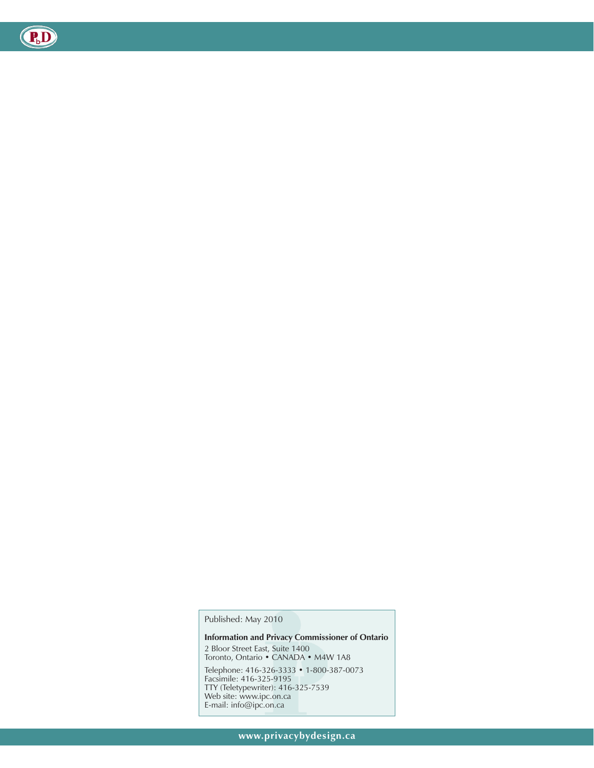Published: May 2010

**Information and Privacy Commissioner of Ontario**

2 Bloor Street East, Suite 1400
Toronto, Ontario • CANADA • M4W 1A8

Telephone: 416-326-3333 • 1-800-387-0073
Facsimile: 416-325-9195
TTY (Teletypewriter): 416-325-7539
Web site: www.ipc.on.ca
E-mail: info@ipc.on.ca

www.privacybydesign.ca